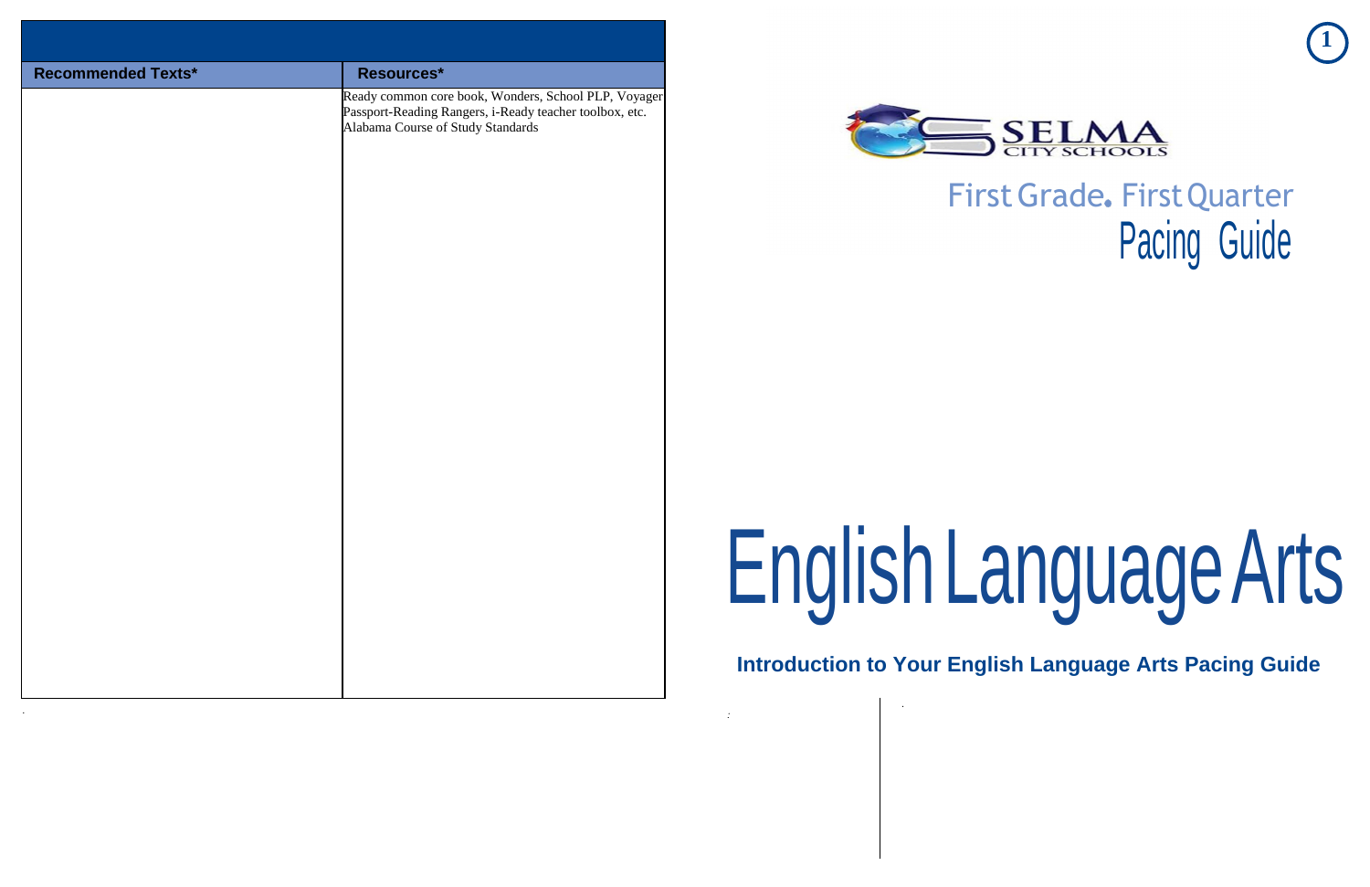| Recommended Texts* | Resources* |
|---|---|
| | Ready common core book, Wonders, School PLP, Voyager Passport-Reading Rangers, i-Ready teacher toolbox, etc. Alabama Course of Study Standards |

SELMA CITY SCHOOLS

First Grade. First Quarter

Pacing Guide

# English Language Arts

**Introduction to Your English Language Arts Pacing Guide**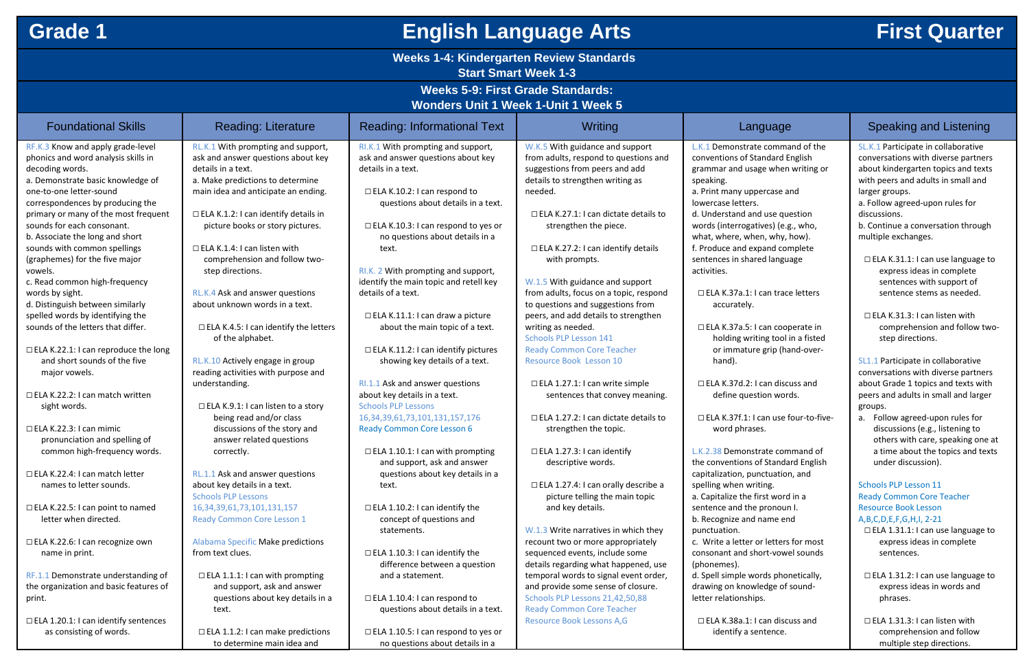# Grade 1 — English Language Arts — First Quarter

**Weeks 1-4: Kindergarten Review Standards**
**Start Smart Week 1-3**

**Weeks 5-9: First Grade Standards:**
**Wonders Unit 1 Week 1-Unit 1 Week 5**

## Foundational Skills

RF.K.3 Know and apply grade-level phonics and word analysis skills in decoding words.
a. Demonstrate basic knowledge of one-to-one letter-sound correspondences by producing the primary or many of the most frequent sounds for each consonant.
b. Associate the long and short sounds with common spellings (graphemes) for the five major vowels.
c. Read common high-frequency words by sight.
d. Distinguish between similarly spelled words by identifying the sounds of the letters that differ.

- ☐ ELA K.22.1: I can reproduce the long and short sounds of the five major vowels.
- ☐ ELA K.22.2: I can match written sight words.
- ☐ ELA K.22.3: I can mimic pronunciation and spelling of common high-frequency words.
- ☐ ELA K.22.4: I can match letter names to letter sounds.
- ☐ ELA K.22.5: I can point to named letter when directed.
- ☐ ELA K.22.6: I can recognize own name in print.

RF.1.1 Demonstrate understanding of the organization and basic features of print.

- ☐ ELA 1.20.1: I can identify sentences as consisting of words.

## Reading: Literature

RL.K.1 With prompting and support, ask and answer questions about key details in a text.
a. Make predictions to determine main idea and anticipate an ending.

- ☐ ELA K.1.2: I can identify details in picture books or story pictures.
- ☐ ELA K.1.4: I can listen with comprehension and follow two-step directions.

RL.K.4 Ask and answer questions about unknown words in a text.

- ☐ ELA K.4.5: I can identify the letters of the alphabet.

RL.K.10 Actively engage in group reading activities with purpose and understanding.

- ☐ ELA K.9.1: I can listen to a story being read and/or class discussions of the story and answer related questions correctly.

RL.1.1 Ask and answer questions about key details in a text.
Schools PLP Lessons 16,34,39,61,73,101,131,157
Ready Common Core Lesson 1

Alabama Specific Make predictions from text clues.

- ☐ ELA 1.1.1: I can with prompting and support, ask and answer questions about key details in a text.
- ☐ ELA 1.1.2: I can make predictions to determine main idea and

## Reading: Informational Text

RI.K.1 With prompting and support, ask and answer questions about key details in a text.

- ☐ ELA K.10.2: I can respond to questions about details in a text.
- ☐ ELA K.10.3: I can respond to yes or no questions about details in a text.

RI.K. 2 With prompting and support, identify the main topic and retell key details of a text.

- ☐ ELA K.11.1: I can draw a picture about the main topic of a text.
- ☐ ELA K.11.2: I can identify pictures showing key details of a text.

RI.1.1 Ask and answer questions about key details in a text.
Schools PLP Lessons 16,34,39,61,73,101,131,157,176
Ready Common Core Lesson 6

- ☐ ELA 1.10.1: I can with prompting and support, ask and answer questions about key details in a text.
- ☐ ELA 1.10.2: I can identify the concept of questions and statements.
- ☐ ELA 1.10.3: I can identify the difference between a question and a statement.
- ☐ ELA 1.10.4: I can respond to questions about details in a text.
- ☐ ELA 1.10.5: I can respond to yes or no questions about details in a

## Writing

W.K.5 With guidance and support from adults, respond to questions and suggestions from peers and add details to strengthen writing as needed.

- ☐ ELA K.27.1: I can dictate details to strengthen the piece.
- ☐ ELA K.27.2: I can identify details with prompts.

W.1.5 With guidance and support from adults, focus on a topic, respond to questions and suggestions from peers, and add details to strengthen writing as needed.
Schools PLP Lesson 141
Ready Common Core Teacher Resource Book Lesson 10

- ☐ ELA 1.27.1: I can write simple sentences that convey meaning.
- ☐ ELA 1.27.2: I can dictate details to strengthen the topic.
- ☐ ELA 1.27.3: I can identify descriptive words.
- ☐ ELA 1.27.4: I can orally describe a picture telling the main topic and key details.

W.1.3 Write narratives in which they recount two or more appropriately sequenced events, include some details regarding what happened, use temporal words to signal event order, and provide some sense of closure.
Schools PLP Lessons 21,42,50,88
Ready Common Core Teacher Resource Book Lessons A,G

## Language

L.K.1 Demonstrate command of the conventions of Standard English grammar and usage when writing or speaking.
a. Print many uppercase and lowercase letters.
d. Understand and use question words (interrogatives) (e.g., who, what, where, when, why, how).
f. Produce and expand complete sentences in shared language activities.

- ☐ ELA K.37a.1: I can trace letters accurately.
- ☐ ELA K.37a.5: I can cooperate in holding writing tool in a fisted or immature grip (hand-over-hand).
- ☐ ELA K.37d.2: I can discuss and define question words.
- ☐ ELA K.37f.1: I can use four-to-five-word phrases.

L.K.2.38 Demonstrate command of the conventions of Standard English capitalization, punctuation, and spelling when writing.
a. Capitalize the first word in a sentence and the pronoun I.
b. Recognize and name end punctuation.
c. Write a letter or letters for most consonant and short-vowel sounds (phonemes).
d. Spell simple words phonetically, drawing on knowledge of sound-letter relationships.

- ☐ ELA K.38a.1: I can discuss and identify a sentence.

## Speaking and Listening

SL.K.1 Participate in collaborative conversations with diverse partners about kindergarten topics and texts with peers and adults in small and larger groups.
a. Follow agreed-upon rules for discussions.
b. Continue a conversation through multiple exchanges.

- ☐ ELA K.31.1: I can use language to express ideas in complete sentences with support of sentence stems as needed.
- ☐ ELA K.31.3: I can listen with comprehension and follow two-step directions.

SL1.1 Participate in collaborative conversations with diverse partners about Grade 1 topics and texts with peers and adults in small and larger groups.
a. Follow agreed-upon rules for discussions (e.g., listening to others with care, speaking one at a time about the topics and texts under discussion).

Schools PLP Lesson 11
Ready Common Core Teacher Resource Book Lesson A,B,C,D,E,F,G,H,I, 2-21

- ☐ ELA 1.31.1: I can use language to express ideas in complete sentences.
- ☐ ELA 1.31.2: I can use language to express ideas in words and phrases.
- ☐ ELA 1.31.3: I can listen with comprehension and follow multiple step directions.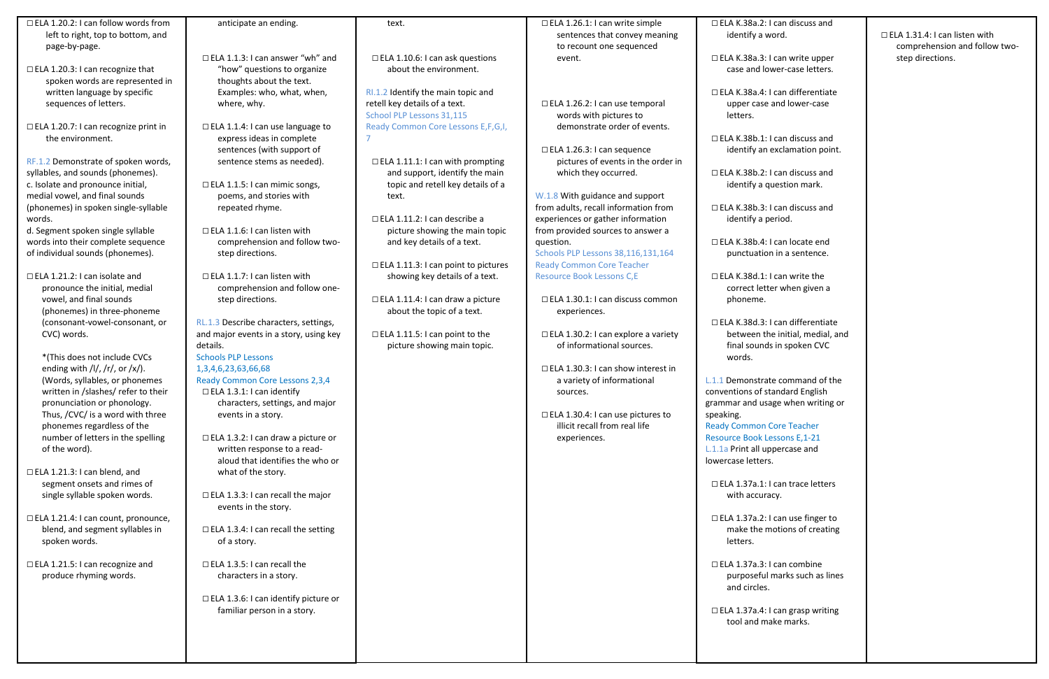☐ ELA 1.20.2: I can follow words from left to right, top to bottom, and page-by-page.

☐ ELA 1.20.3: I can recognize that spoken words are represented in written language by specific sequences of letters.

☐ ELA 1.20.7: I can recognize print in the environment.

RF.1.2 Demonstrate of spoken words, syllables, and sounds (phonemes).
c. Isolate and pronounce initial, medial vowel, and final sounds (phonemes) in spoken single-syllable words.
d. Segment spoken single syllable words into their complete sequence of individual sounds (phonemes).

☐ ELA 1.21.2: I can isolate and pronounce the initial, medial vowel, and final sounds (phonemes) in three-phoneme (consonant-vowel-consonant, or CVC) words.

*(This does not include CVCs ending with /l/, /r/, or /x/). (Words, syllables, or phonemes written in /slashes/ refer to their pronunciation or phonology. Thus, /CVC/ is a word with three phonemes regardless of the number of letters in the spelling of the word).

☐ ELA 1.21.3: I can blend, and segment onsets and rimes of single syllable spoken words.

☐ ELA 1.21.4: I can count, pronounce, blend, and segment syllables in spoken words.

☐ ELA 1.21.5: I can recognize and produce rhyming words.

anticipate an ending.

☐ ELA 1.1.3: I can answer "wh" and "how" questions to organize thoughts about the text. Examples: who, what, when, where, why.

☐ ELA 1.1.4: I can use language to express ideas in complete sentences (with support of sentence stems as needed).

☐ ELA 1.1.5: I can mimic songs, poems, and stories with repeated rhyme.

☐ ELA 1.1.6: I can listen with comprehension and follow two-step directions.

☐ ELA 1.1.7: I can listen with comprehension and follow one-step directions.

RL.1.3 Describe characters, settings, and major events in a story, using key details.
Schools PLP Lessons 1,3,4,6,23,63,66,68
Ready Common Core Lessons 2,3,4

☐ ELA 1.3.1: I can identify characters, settings, and major events in a story.

☐ ELA 1.3.2: I can draw a picture or written response to a read-aloud that identifies the who or what of the story.

☐ ELA 1.3.3: I can recall the major events in the story.

☐ ELA 1.3.4: I can recall the setting of a story.

☐ ELA 1.3.5: I can recall the characters in a story.

☐ ELA 1.3.6: I can identify picture or familiar person in a story.

text.

☐ ELA 1.10.6: I can ask questions about the environment.

RI.1.2 Identify the main topic and retell key details of a text.
School PLP Lessons 31,115
Ready Common Core Lessons E,F,G,I, 7

☐ ELA 1.11.1: I can with prompting and support, identify the main topic and retell key details of a text.

☐ ELA 1.11.2: I can describe a picture showing the main topic and key details of a text.

☐ ELA 1.11.3: I can point to pictures showing key details of a text.

☐ ELA 1.11.4: I can draw a picture about the topic of a text.

☐ ELA 1.11.5: I can point to the picture showing main topic.

☐ ELA 1.26.1: I can write simple sentences that convey meaning to recount one sequenced event.

☐ ELA 1.26.2: I can use temporal words with pictures to demonstrate order of events.

☐ ELA 1.26.3: I can sequence pictures of events in the order in which they occurred.

W.1.8 With guidance and support from adults, recall information from experiences or gather information from provided sources to answer a question.
Schools PLP Lessons 38,116,131,164
Ready Common Core Teacher Resource Book Lessons C,E

☐ ELA 1.30.1: I can discuss common experiences.

☐ ELA 1.30.2: I can explore a variety of informational sources.

☐ ELA 1.30.3: I can show interest in a variety of informational sources.

☐ ELA 1.30.4: I can use pictures to illicit recall from real life experiences.

☐ ELA K.38a.2: I can discuss and identify a word.

☐ ELA K.38a.3: I can write upper case and lower-case letters.

☐ ELA K.38a.4: I can differentiate upper case and lower-case letters.

☐ ELA K.38b.1: I can discuss and identify an exclamation point.

☐ ELA K.38b.2: I can discuss and identify a question mark.

☐ ELA K.38b.3: I can discuss and identify a period.

☐ ELA K.38b.4: I can locate end punctuation in a sentence.

☐ ELA K.38d.1: I can write the correct letter when given a phoneme.

☐ ELA K.38d.3: I can differentiate between the initial, medial, and final sounds in spoken CVC words.

L.1.1 Demonstrate command of the conventions of standard English grammar and usage when writing or speaking.
Ready Common Core Teacher Resource Book Lessons E,1-21
L.1.1a Print all uppercase and lowercase letters.

☐ ELA 1.37a.1: I can trace letters with accuracy.

☐ ELA 1.37a.2: I can use finger to make the motions of creating letters.

☐ ELA 1.37a.3: I can combine purposeful marks such as lines and circles.

☐ ELA 1.37a.4: I can grasp writing tool and make marks.

☐ ELA 1.31.4: I can listen with comprehension and follow two-step directions.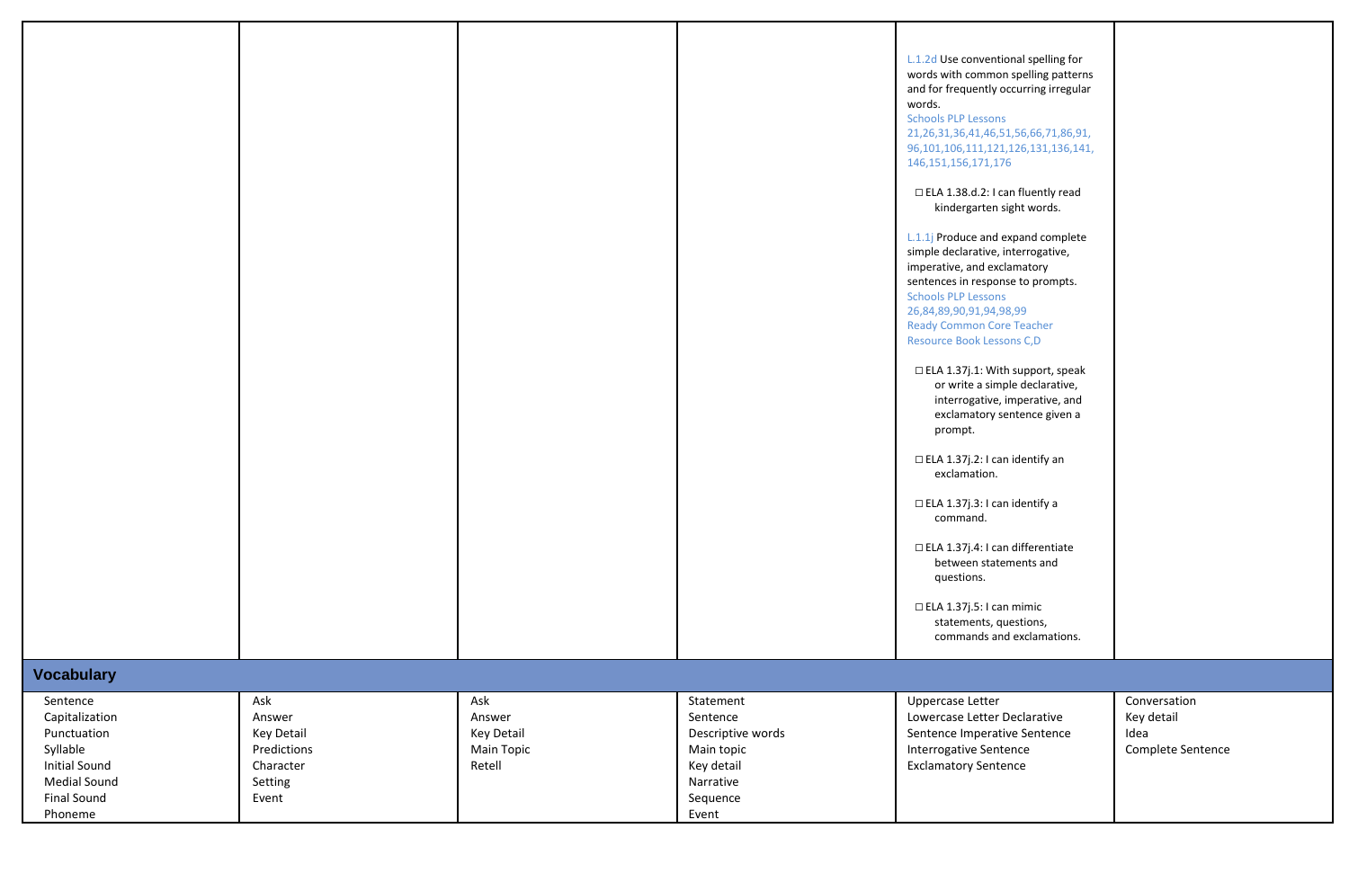| | | | | | |
|---|---|---|---|---|---|
| | | | | L.1.2d Use conventional spelling for words with common spelling patterns and for frequently occurring irregular words.<br>Schools PLP Lessons 21,26,31,36,41,46,51,56,66,71,86,91, 96,101,106,111,121,126,131,136,141, 146,151,156,171,176<br><br>☐ ELA 1.38.d.2: I can fluently read kindergarten sight words.<br><br>L.1.1j Produce and expand complete simple declarative, interrogative, imperative, and exclamatory sentences in response to prompts.<br>Schools PLP Lessons 26,84,89,90,91,94,98,99<br>Ready Common Core Teacher Resource Book Lessons C,D<br><br>☐ ELA 1.37j.1: With support, speak or write a simple declarative, interrogative, imperative, and exclamatory sentence given a prompt.<br><br>☐ ELA 1.37j.2: I can identify an exclamation.<br><br>☐ ELA 1.37j.3: I can identify a command.<br><br>☐ ELA 1.37j.4: I can differentiate between statements and questions.<br><br>☐ ELA 1.37j.5: I can mimic statements, questions, commands and exclamations. | |
| **Vocabulary** | | | | | |
| Sentence<br>Capitalization<br>Punctuation<br>Syllable<br>Initial Sound<br>Medial Sound<br>Final Sound<br>Phoneme | Ask<br>Answer<br>Key Detail<br>Predictions<br>Character<br>Setting<br>Event | Ask<br>Answer<br>Key Detail<br>Main Topic<br>Retell | Statement<br>Sentence<br>Descriptive words<br>Main topic<br>Key detail<br>Narrative<br>Sequence<br>Event | Uppercase Letter<br>Lowercase Letter Declarative<br>Sentence Imperative Sentence<br>Interrogative Sentence<br>Exclamatory Sentence | Conversation<br>Key detail<br>Idea<br>Complete Sentence |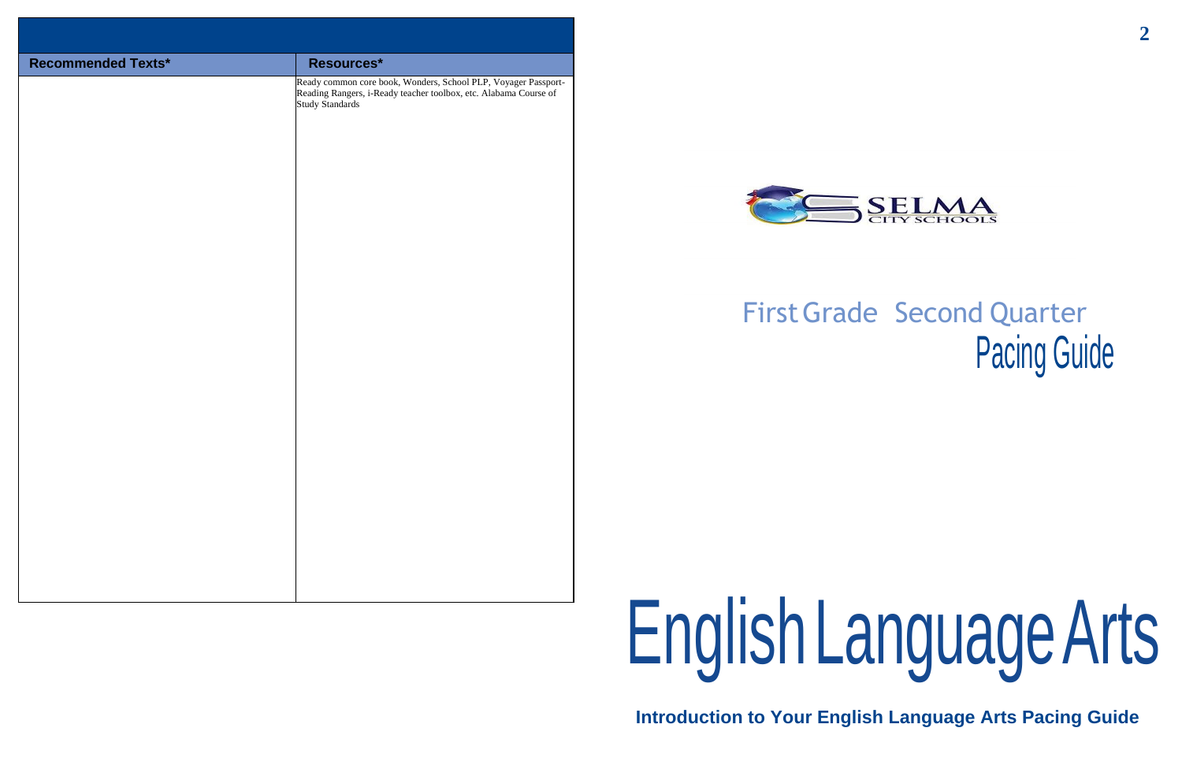| Recommended Texts* | Resources* |
| --- | --- |
| | Ready common core book, Wonders, School PLP, Voyager Passport-Reading Rangers, i-Ready teacher toolbox, etc. Alabama Course of Study Standards |

SELMA CITY SCHOOLS

First Grade Second Quarter

Pacing Guide

# English Language Arts

**Introduction to Your English Language Arts Pacing Guide**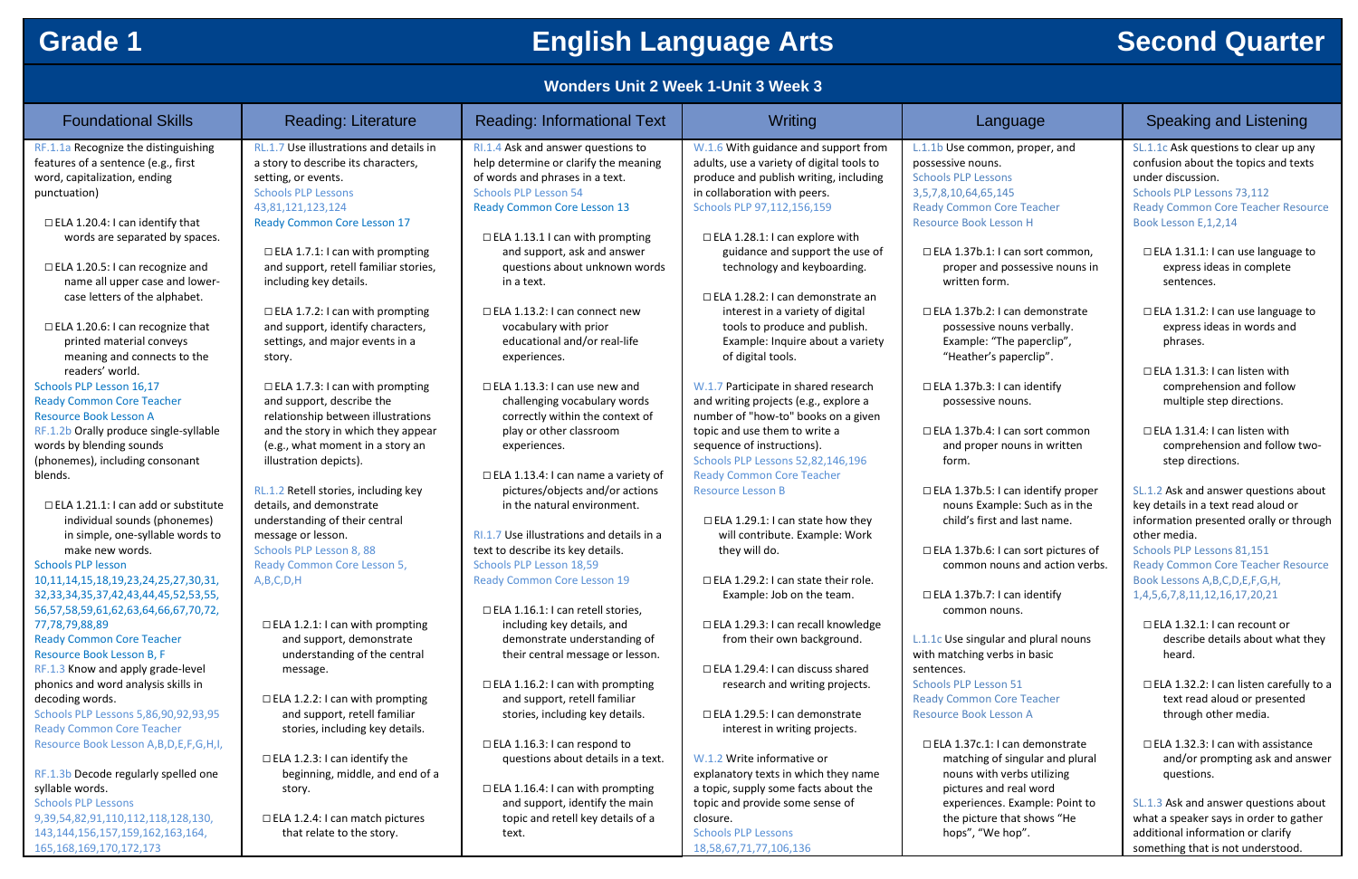# Grade 1 English Language Arts Second Quarter

## Wonders Unit 2 Week 1-Unit 3 Week 3

### Foundational Skills

RF.1.1a Recognize the distinguishing features of a sentence (e.g., first word, capitalization, ending punctuation)

- ☐ ELA 1.20.4: I can identify that words are separated by spaces.
- ☐ ELA 1.20.5: I can recognize and name all upper case and lower-case letters of the alphabet.
- ☐ ELA 1.20.6: I can recognize that printed material conveys meaning and connects to the readers' world.

Schools PLP Lesson 16,17
Ready Common Core Teacher Resource Book Lesson A

RF.1.2b Orally produce single-syllable words by blending sounds (phonemes), including consonant blends.

- ☐ ELA 1.21.1: I can add or substitute individual sounds (phonemes) in simple, one-syllable words to make new words.

Schools PLP lesson 10,11,14,15,18,19,23,24,25,27,30,31, 32,33,34,35,37,42,43,44,45,52,53,55, 56,57,58,59,61,62,63,64,66,67,70,72, 77,78,79,88,89
Ready Common Core Teacher Resource Book Lesson B, F

RF.1.3 Know and apply grade-level phonics and word analysis skills in decoding words.
Schools PLP Lessons 5,86,90,92,93,95
Ready Common Core Teacher Resource Book Lesson A,B,D,E,F,G,H,I,

RF.1.3b Decode regularly spelled one syllable words.
Schools PLP Lessons 9,39,54,82,91,110,112,118,128,130, 143,144,156,157,159,162,163,164, 165,168,169,170,172,173

### Reading: Literature

RL.1.7 Use illustrations and details in a story to describe its characters, setting, or events.
Schools PLP Lessons 43,81,121,123,124
Ready Common Core Lesson 17

- ☐ ELA 1.7.1: I can with prompting and support, retell familiar stories, including key details.
- ☐ ELA 1.7.2: I can with prompting and support, identify characters, settings, and major events in a story.
- ☐ ELA 1.7.3: I can with prompting and support, describe the relationship between illustrations and the story in which they appear (e.g., what moment in a story an illustration depicts).

RL.1.2 Retell stories, including key details, and demonstrate understanding of their central message or lesson.
Schools PLP Lesson 8, 88
Ready Common Core Lesson 5, A,B,C,D,H

- ☐ ELA 1.2.1: I can with prompting and support, demonstrate understanding of the central message.
- ☐ ELA 1.2.2: I can with prompting and support, retell familiar stories, including key details.
- ☐ ELA 1.2.3: I can identify the beginning, middle, and end of a story.
- ☐ ELA 1.2.4: I can match pictures that relate to the story.

### Reading: Informational Text

RI.1.4 Ask and answer questions to help determine or clarify the meaning of words and phrases in a text.
Schools PLP Lesson 54
Ready Common Core Lesson 13

- ☐ ELA 1.13.1 I can with prompting and support, ask and answer questions about unknown words in a text.
- ☐ ELA 1.13.2: I can connect new vocabulary with prior educational and/or real-life experiences.
- ☐ ELA 1.13.3: I can use new and challenging vocabulary words correctly within the context of play or other classroom experiences.
- ☐ ELA 1.13.4: I can name a variety of pictures/objects and/or actions in the natural environment.

RI.1.7 Use illustrations and details in a text to describe its key details.
Schools PLP Lesson 18,59
Ready Common Core Lesson 19

- ☐ ELA 1.16.1: I can retell stories, including key details, and demonstrate understanding of their central message or lesson.
- ☐ ELA 1.16.2: I can with prompting and support, retell familiar stories, including key details.
- ☐ ELA 1.16.3: I can respond to questions about details in a text.
- ☐ ELA 1.16.4: I can with prompting and support, identify the main topic and retell key details of a text.

### Writing

W.1.6 With guidance and support from adults, use a variety of digital tools to produce and publish writing, including in collaboration with peers.
Schools PLP 97,112,156,159

- ☐ ELA 1.28.1: I can explore with guidance and support the use of technology and keyboarding.
- ☐ ELA 1.28.2: I can demonstrate an interest in a variety of digital tools to produce and publish. Example: Inquire about a variety of digital tools.

W.1.7 Participate in shared research and writing projects (e.g., explore a number of "how-to" books on a given topic and use them to write a sequence of instructions).
Schools PLP Lessons 52,82,146,196
Ready Common Core Teacher Resource Lesson B

- ☐ ELA 1.29.1: I can state how they will contribute. Example: Work they will do.
- ☐ ELA 1.29.2: I can state their role. Example: Job on the team.
- ☐ ELA 1.29.3: I can recall knowledge from their own background.
- ☐ ELA 1.29.4: I can discuss shared research and writing projects.
- ☐ ELA 1.29.5: I can demonstrate interest in writing projects.

W.1.2 Write informative or explanatory texts in which they name a topic, supply some facts about the topic and provide some sense of closure.
Schools PLP Lessons 18,58,67,71,77,106,136

### Language

L.1.1b Use common, proper, and possessive nouns.
Schools PLP Lessons 3,5,7,8,10,64,65,145
Ready Common Core Teacher Resource Book Lesson H

- ☐ ELA 1.37b.1: I can sort common, proper and possessive nouns in written form.
- ☐ ELA 1.37b.2: I can demonstrate possessive nouns verbally. Example: "The paperclip", "Heather's paperclip".
- ☐ ELA 1.37b.3: I can identify possessive nouns.
- ☐ ELA 1.37b.4: I can sort common and proper nouns in written form.
- ☐ ELA 1.37b.5: I can identify proper nouns Example: Such as in the child's first and last name.
- ☐ ELA 1.37b.6: I can sort pictures of common nouns and action verbs.
- ☐ ELA 1.37b.7: I can identify common nouns.

L.1.1c Use singular and plural nouns with matching verbs in basic sentences.
Schools PLP Lesson 51
Ready Common Core Teacher Resource Book Lesson A

- ☐ ELA 1.37c.1: I can demonstrate matching of singular and plural nouns with verbs utilizing pictures and real word experiences. Example: Point to the picture that shows "He hops", "We hop".

### Speaking and Listening

SL.1.1c Ask questions to clear up any confusion about the topics and texts under discussion.
Schools PLP Lessons 73,112
Ready Common Core Teacher Resource Book Lesson E,1,2,14

- ☐ ELA 1.31.1: I can use language to express ideas in complete sentences.
- ☐ ELA 1.31.2: I can use language to express ideas in words and phrases.
- ☐ ELA 1.31.3: I can listen with comprehension and follow multiple step directions.
- ☐ ELA 1.31.4: I can listen with comprehension and follow two-step directions.

SL.1.2 Ask and answer questions about key details in a text read aloud or information presented orally or through other media.
Schools PLP Lessons 81,151
Ready Common Core Teacher Resource Book Lessons A,B,C,D,E,F,G,H, 1,4,5,6,7,8,11,12,16,17,20,21

- ☐ ELA 1.32.1: I can recount or describe details about what they heard.
- ☐ ELA 1.32.2: I can listen carefully to a text read aloud or presented through other media.
- ☐ ELA 1.32.3: I can with assistance and/or prompting ask and answer questions.

SL.1.3 Ask and answer questions about what a speaker says in order to gather additional information or clarify something that is not understood.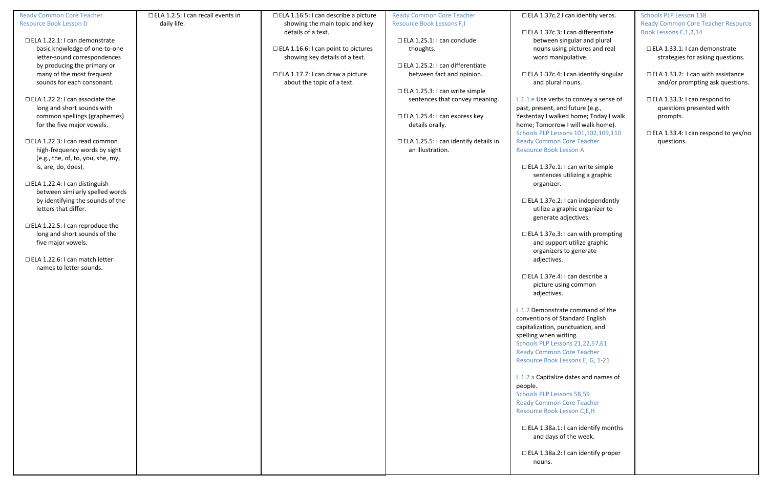| | | | | | |
|---|---|---|---|---|---|
| Ready Common Core Teacher Resource Book Lesson D<br><br>☐ ELA 1.22.1: I can demonstrate basic knowledge of one-to-one letter-sound correspondences by producing the primary or many of the most frequent sounds for each consonant.<br><br>☐ ELA 1.22.2: I can associate the long and short sounds with common spellings (graphemes) for the five major vowels.<br><br>☐ ELA 1.22.3: I can read common high-frequency words by sight (e.g., the, of, to, you, she, my, is, are, do, does).<br><br>☐ ELA 1.22.4: I can distinguish between similarly spelled words by identifying the sounds of the letters that differ.<br><br>☐ ELA 1.22.5: I can reproduce the long and short sounds of the five major vowels.<br><br>☐ ELA 1.22.6: I can match letter names to letter sounds. | ☐ ELA 1.2.5: I can recall events in daily life. | ☐ ELA 1.16.5: I can describe a picture showing the main topic and key details of a text.<br><br>☐ ELA 1.16.6: I can point to pictures showing key details of a text.<br><br>☐ ELA 1.17.7: I can draw a picture about the topic of a text. | Ready Common Core Teacher Resource Book Lessons F,I<br><br>☐ ELA 1.25.1: I can conclude thoughts.<br><br>☐ ELA 1.25.2: I can differentiate between fact and opinion.<br><br>☐ ELA 1.25.3: I can write simple sentences that convey meaning.<br><br>☐ ELA 1.25.4: I can express key details orally.<br><br>☐ ELA 1.25.5: I can identify details in an illustration. | ☐ ELA 1.37c.2 I can identify verbs.<br><br>☐ ELA 1.37c.3: I can differentiate between singular and plural nouns using pictures and real word manipulative.<br><br>☐ ELA 1.37c.4: I can identify singular and plural nouns.<br><br>L.1.1 e Use verbs to convey a sense of past, present, and future (e.g., Yesterday I walked home; Today I walk home; Tomorrow I will walk home).<br>Schools PLP Lessons 101,102,109,110<br>Ready Common Core Teacher Resource Book Lesson A<br><br>☐ ELA 1.37e.1: I can write simple sentences utilizing a graphic organizer.<br><br>☐ ELA 1.37e.2: I can independently utilize a graphic organizer to generate adjectives.<br><br>☐ ELA 1.37e.3: I can with prompting and support utilize graphic organizers to generate adjectives.<br><br>☐ ELA 1.37e.4: I can describe a picture using common adjectives.<br><br>L.1.2 Demonstrate command of the conventions of Standard English capitalization, punctuation, and spelling when writing.<br>Schools PLP Lessons 21,22,57,61<br>Ready Common Core Teacher Resource Book Lessons E, G, 1-21<br><br>L.1.2 a Capitalize dates and names of people.<br>Schools PLP Lessons 58,59<br>Ready Common Core Teacher Resource Book Lesson C,E,H<br><br>☐ ELA 1.38a.1: I can identify months and days of the week.<br><br>☐ ELA 1.38a.2: I can identify proper nouns. | Schools PLP Lesson 138<br>Ready Common Core Teacher Resource Book Lessons E,1,2,14<br><br>☐ ELA 1.33.1: I can demonstrate strategies for asking questions.<br><br>☐ ELA 1.33.2: I can with assistance and/or prompting ask questions.<br><br>☐ ELA 1.33.3: I can respond to questions presented with prompts.<br><br>☐ ELA 1.33.4: I can respond to yes/no questions. |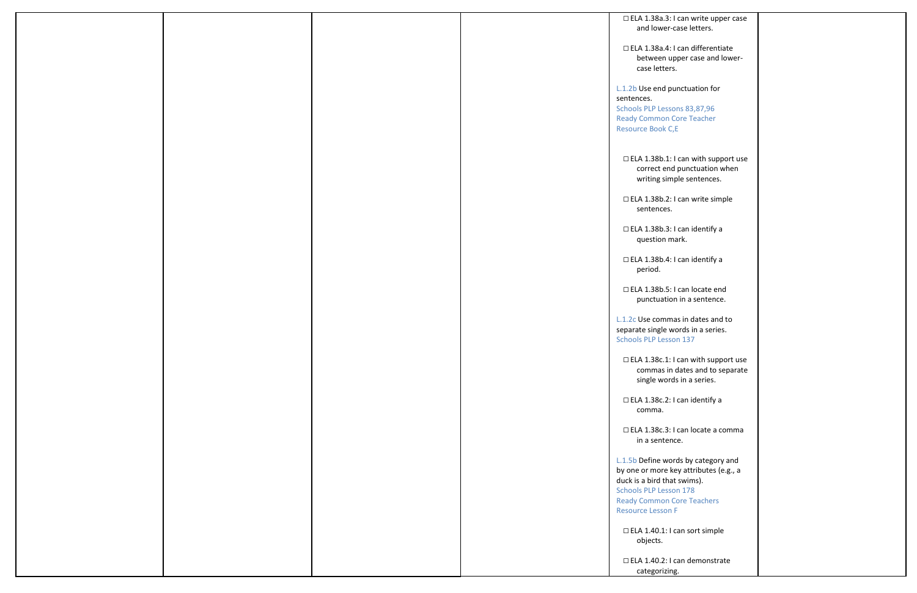|  |  |  |  | ☐ ELA 1.38a.3: I can write upper case and lower-case letters.<br><br>☐ ELA 1.38a.4: I can differentiate between upper case and lower-case letters.<br><br>L.1.2b Use end punctuation for sentences.<br>Schools PLP Lessons 83,87,96<br>Ready Common Core Teacher Resource Book C,E<br><br>☐ ELA 1.38b.1: I can with support use correct end punctuation when writing simple sentences.<br><br>☐ ELA 1.38b.2: I can write simple sentences.<br><br>☐ ELA 1.38b.3: I can identify a question mark.<br><br>☐ ELA 1.38b.4: I can identify a period.<br><br>☐ ELA 1.38b.5: I can locate end punctuation in a sentence.<br><br>L.1.2c Use commas in dates and to separate single words in a series.<br>Schools PLP Lesson 137<br><br>☐ ELA 1.38c.1: I can with support use commas in dates and to separate single words in a series.<br><br>☐ ELA 1.38c.2: I can identify a comma.<br><br>☐ ELA 1.38c.3: I can locate a comma in a sentence.<br><br>L.1.5b Define words by category and by one or more key attributes (e.g., a duck is a bird that swims).<br>Schools PLP Lesson 178<br>Ready Common Core Teachers Resource Lesson F<br><br>☐ ELA 1.40.1: I can sort simple objects.<br><br>☐ ELA 1.40.2: I can demonstrate categorizing. |  |
|---|---|---|---|---|---|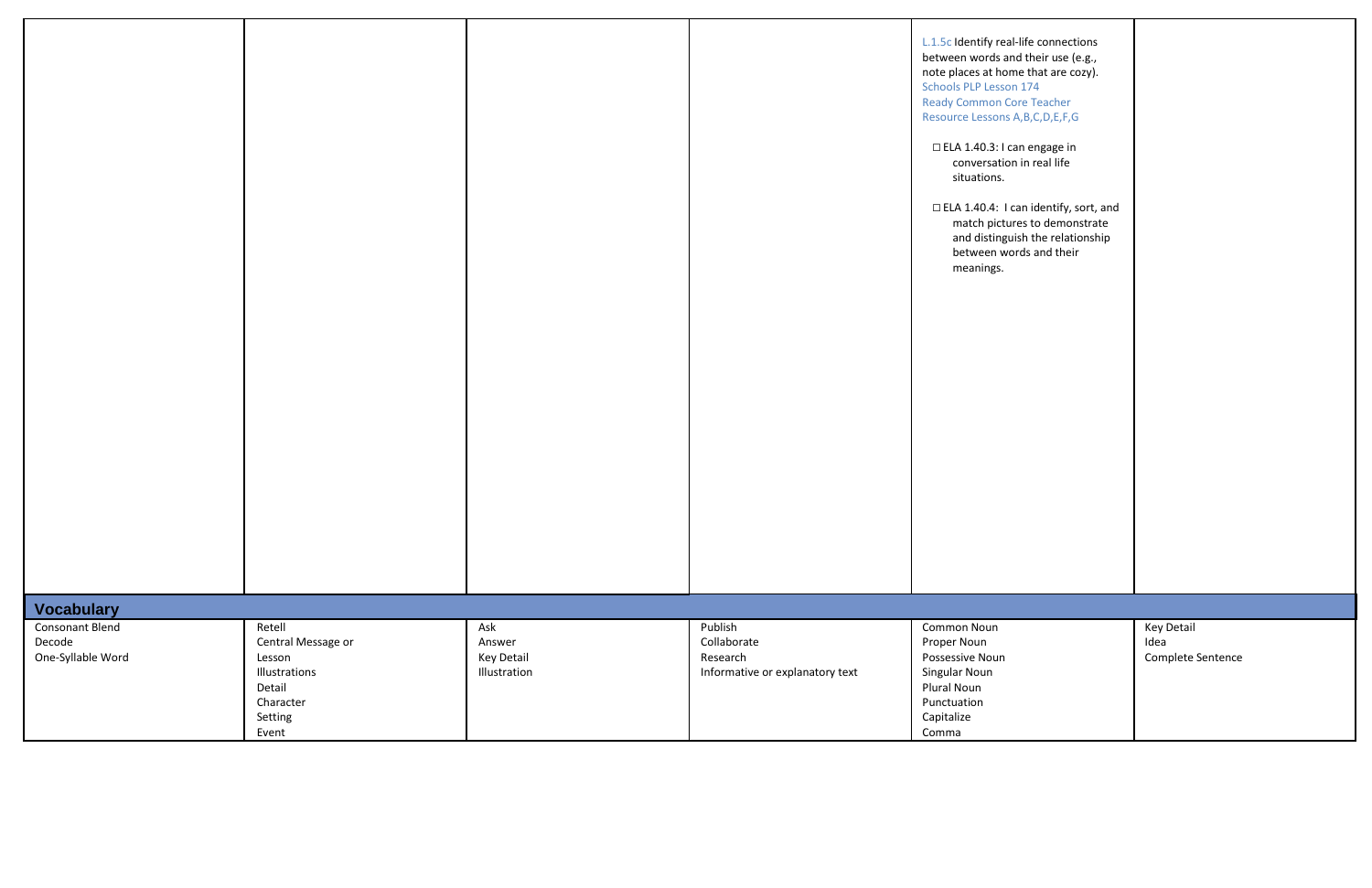| | | | | | |
|---|---|---|---|---|---|
| | | | | L.1.5c Identify real-life connections between words and their use (e.g., note places at home that are cozy).<br>Schools PLP Lesson 174<br>Ready Common Core Teacher Resource Lessons A,B,C,D,E,F,G<br><br>☐ ELA 1.40.3: I can engage in conversation in real life situations.<br><br>☐ ELA 1.40.4: I can identify, sort, and match pictures to demonstrate and distinguish the relationship between words and their meanings. | |
| **Vocabulary** | | | | | |
| Consonant Blend<br>Decode<br>One-Syllable Word | Retell<br>Central Message or Lesson<br>Illustrations<br>Detail<br>Character<br>Setting<br>Event | Ask<br>Answer<br>Key Detail<br>Illustration | Publish<br>Collaborate<br>Research<br>Informative or explanatory text | Common Noun<br>Proper Noun<br>Possessive Noun<br>Singular Noun<br>Plural Noun<br>Punctuation<br>Capitalize<br>Comma | Key Detail<br>Idea<br>Complete Sentence |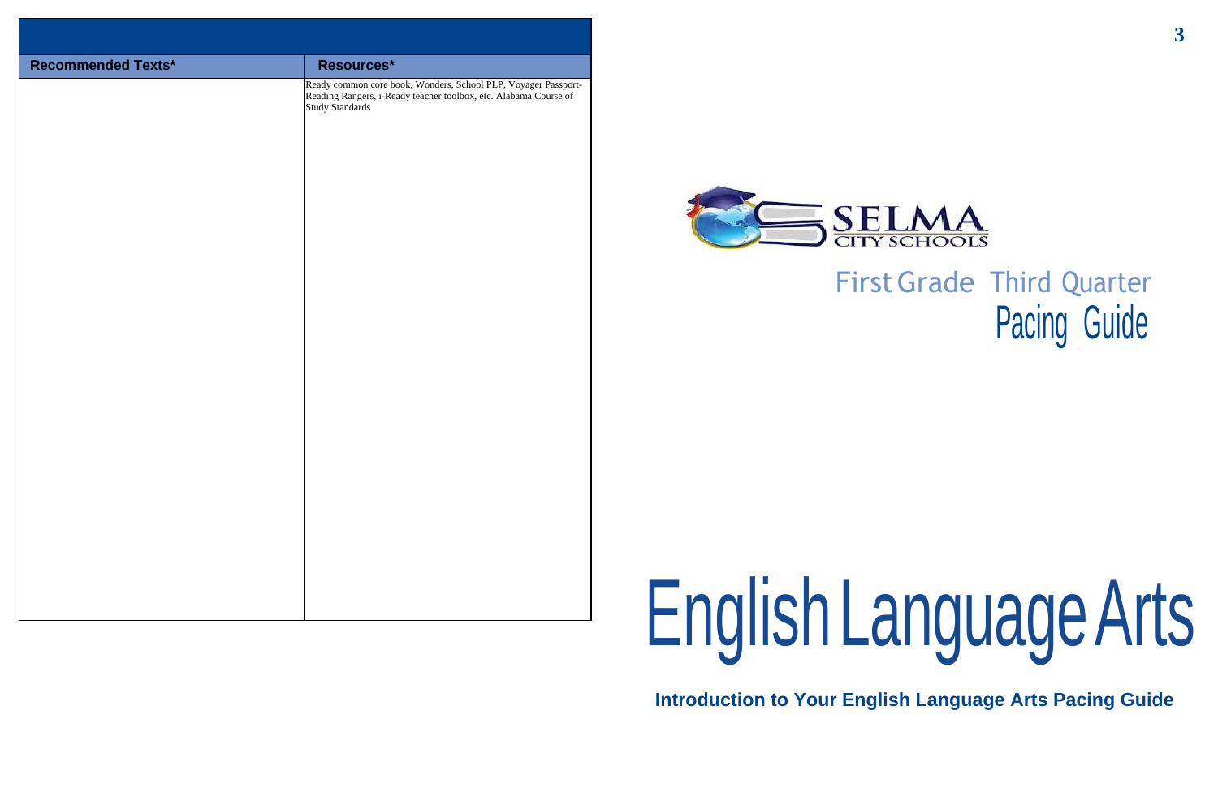| Recommended Texts* | Resources* |
|---|---|
| | Ready common core book, Wonders, School PLP, Voyager Passport-Reading Rangers, i-Ready teacher toolbox, etc. Alabama Course of Study Standards |

SELMA CITY SCHOOLS

First Grade Third Quarter
Pacing Guide

# English Language Arts

**Introduction to Your English Language Arts Pacing Guide**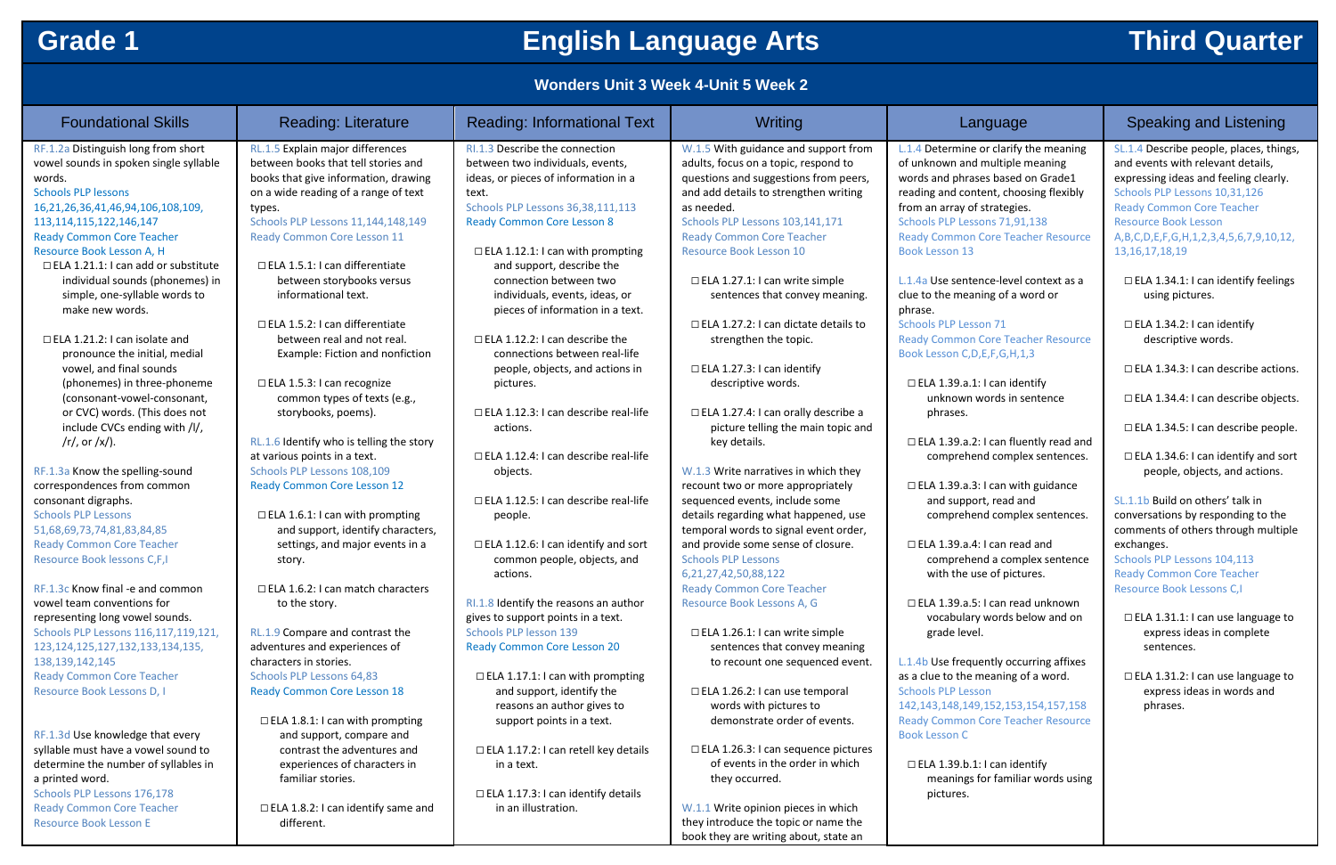# Grade 1 — English Language Arts — Third Quarter

## Wonders Unit 3 Week 4-Unit 5 Week 2

### Foundational Skills

RF.1.2a Distinguish long from short vowel sounds in spoken single syllable words.
Schools PLP lessons 16,21,26,36,41,46,94,106,108,109, 113,114,115,122,146,147
Ready Common Core Teacher Resource Book Lesson A, H

- ☐ ELA 1.21.1: I can add or substitute individual sounds (phonemes) in simple, one-syllable words to make new words.
- ☐ ELA 1.21.2: I can isolate and pronounce the initial, medial vowel, and final sounds (phonemes) in three-phoneme (consonant-vowel-consonant, or CVC) words. (This does not include CVCs ending with /l/, /r/, or /x/).

RF.1.3a Know the spelling-sound correspondences from common consonant digraphs.
Schools PLP Lessons 51,68,69,73,74,81,83,84,85
Ready Common Core Teacher Resource Book lessons C,F,I

RF.1.3c Know final -e and common vowel team conventions for representing long vowel sounds.
Schools PLP Lessons 116,117,119,121, 123,124,125,127,132,133,134,135, 138,139,142,145
Ready Common Core Teacher Resource Book Lessons D, I

RF.1.3d Use knowledge that every syllable must have a vowel sound to determine the number of syllables in a printed word.
Schools PLP Lessons 176,178
Ready Common Core Teacher Resource Book Lesson E

### Reading: Literature

RL.1.5 Explain major differences between books that tell stories and books that give information, drawing on a wide reading of a range of text types.
Schools PLP Lessons 11,144,148,149
Ready Common Core Lesson 11

- ☐ ELA 1.5.1: I can differentiate between storybooks versus informational text.
- ☐ ELA 1.5.2: I can differentiate between real and not real. Example: Fiction and nonfiction
- ☐ ELA 1.5.3: I can recognize common types of texts (e.g., storybooks, poems).

RL.1.6 Identify who is telling the story at various points in a text.
Schools PLP Lessons 108,109
Ready Common Core Lesson 12

- ☐ ELA 1.6.1: I can with prompting and support, identify characters, settings, and major events in a story.
- ☐ ELA 1.6.2: I can match characters to the story.

RL.1.9 Compare and contrast the adventures and experiences of characters in stories.
Schools PLP Lessons 64,83
Ready Common Core Lesson 18

- ☐ ELA 1.8.1: I can with prompting and support, compare and contrast the adventures and experiences of characters in familiar stories.
- ☐ ELA 1.8.2: I can identify same and different.

### Reading: Informational Text

RI.1.3 Describe the connection between two individuals, events, ideas, or pieces of information in a text.
Schools PLP Lessons 36,38,111,113
Ready Common Core Lesson 8

- ☐ ELA 1.12.1: I can with prompting and support, describe the connection between two individuals, events, ideas, or pieces of information in a text.
- ☐ ELA 1.12.2: I can describe the connections between real-life people, objects, and actions in pictures.
- ☐ ELA 1.12.3: I can describe real-life actions.
- ☐ ELA 1.12.4: I can describe real-life objects.
- ☐ ELA 1.12.5: I can describe real-life people.
- ☐ ELA 1.12.6: I can identify and sort common people, objects, and actions.

RI.1.8 Identify the reasons an author gives to support points in a text.
Schools PLP lesson 139
Ready Common Core Lesson 20

- ☐ ELA 1.17.1: I can with prompting and support, identify the reasons an author gives to support points in a text.
- ☐ ELA 1.17.2: I can retell key details in a text.
- ☐ ELA 1.17.3: I can identify details in an illustration.

### Writing

W.1.5 With guidance and support from adults, focus on a topic, respond to questions and suggestions from peers, and add details to strengthen writing as needed.
Schools PLP Lessons 103,141,171
Ready Common Core Teacher Resource Book Lesson 10

- ☐ ELA 1.27.1: I can write simple sentences that convey meaning.
- ☐ ELA 1.27.2: I can dictate details to strengthen the topic.
- ☐ ELA 1.27.3: I can identify descriptive words.
- ☐ ELA 1.27.4: I can orally describe a picture telling the main topic and key details.

W.1.3 Write narratives in which they recount two or more appropriately sequenced events, include some details regarding what happened, use temporal words to signal event order, and provide some sense of closure.
Schools PLP Lessons 6,21,27,42,50,88,122
Ready Common Core Teacher Resource Book Lessons A, G

- ☐ ELA 1.26.1: I can write simple sentences that convey meaning to recount one sequenced event.
- ☐ ELA 1.26.2: I can use temporal words with pictures to demonstrate order of events.
- ☐ ELA 1.26.3: I can sequence pictures of events in the order in which they occurred.

W.1.1 Write opinion pieces in which they introduce the topic or name the book they are writing about, state an

### Language

L.1.4 Determine or clarify the meaning of unknown and multiple meaning words and phrases based on Grade1 reading and content, choosing flexibly from an array of strategies.
Schools PLP Lessons 71,91,138
Ready Common Core Teacher Resource Book Lesson 13

L.1.4a Use sentence-level context as a clue to the meaning of a word or phrase.
Schools PLP Lesson 71
Ready Common Core Teacher Resource Book Lesson C,D,E,F,G,H,1,3

- ☐ ELA 1.39.a.1: I can identify unknown words in sentence phrases.
- ☐ ELA 1.39.a.2: I can fluently read and comprehend complex sentences.
- ☐ ELA 1.39.a.3: I can with guidance and support, read and comprehend complex sentences.
- ☐ ELA 1.39.a.4: I can read and comprehend a complex sentence with the use of pictures.
- ☐ ELA 1.39.a.5: I can read unknown vocabulary words below and on grade level.

L.1.4b Use frequently occurring affixes as a clue to the meaning of a word.
Schools PLP Lesson 142,143,148,149,152,153,154,157,158
Ready Common Core Teacher Resource Book Lesson C

- ☐ ELA 1.39.b.1: I can identify meanings for familiar words using pictures.

### Speaking and Listening

SL.1.4 Describe people, places, things, and events with relevant details, expressing ideas and feeling clearly.
Schools PLP Lessons 10,31,126
Ready Common Core Teacher Resource Book Lesson A,B,C,D,E,F,G,H,1,2,3,4,5,6,7,9,10,12, 13,16,17,18,19

- ☐ ELA 1.34.1: I can identify feelings using pictures.
- ☐ ELA 1.34.2: I can identify descriptive words.
- ☐ ELA 1.34.3: I can describe actions.
- ☐ ELA 1.34.4: I can describe objects.
- ☐ ELA 1.34.5: I can describe people.
- ☐ ELA 1.34.6: I can identify and sort people, objects, and actions.

SL.1.1b Build on others' talk in conversations by responding to the comments of others through multiple exchanges.
Schools PLP Lessons 104,113
Ready Common Core Teacher Resource Book Lessons C,I

- ☐ ELA 1.31.1: I can use language to express ideas in complete sentences.
- ☐ ELA 1.31.2: I can use language to express ideas in words and phrases.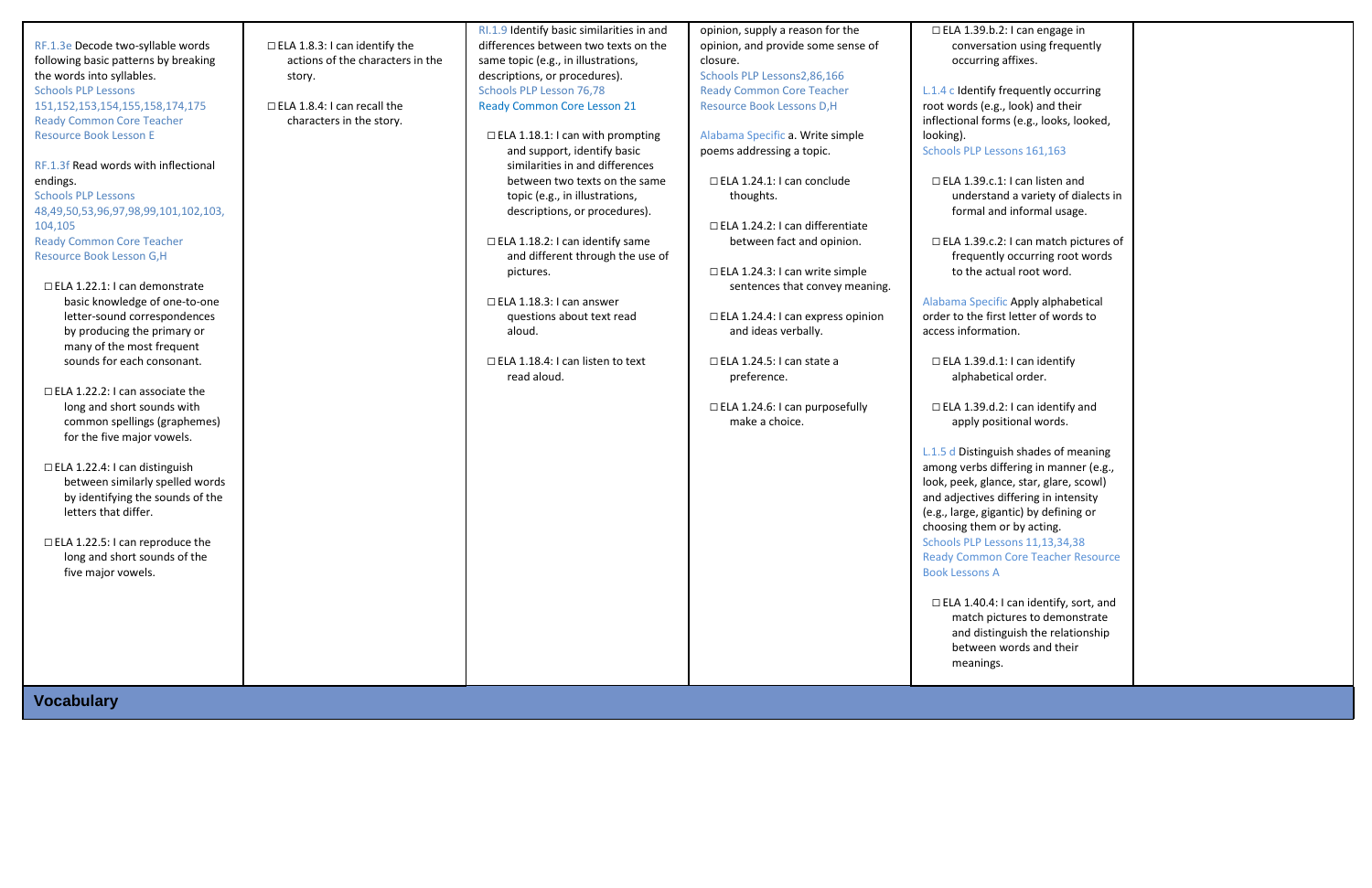| | | | | | |
|---|---|---|---|---|---|
| RF.1.3e Decode two-syllable words following basic patterns by breaking the words into syllables.<br>Schools PLP Lessons 151,152,153,154,155,158,174,175<br>Ready Common Core Teacher Resource Book Lesson E<br><br>RF.1.3f Read words with inflectional endings.<br>Schools PLP Lessons 48,49,50,53,96,97,98,99,101,102,103,104,105<br>Ready Common Core Teacher Resource Book Lesson G,H<br><br>□ ELA 1.22.1: I can demonstrate basic knowledge of one-to-one letter-sound correspondences by producing the primary or many of the most frequent sounds for each consonant.<br><br>□ ELA 1.22.2: I can associate the long and short sounds with common spellings (graphemes) for the five major vowels.<br><br>□ ELA 1.22.4: I can distinguish between similarly spelled words by identifying the sounds of the letters that differ.<br><br>□ ELA 1.22.5: I can reproduce the long and short sounds of the five major vowels. | □ ELA 1.8.3: I can identify the actions of the characters in the story.<br><br>□ ELA 1.8.4: I can recall the characters in the story. | RI.1.9 Identify basic similarities in and differences between two texts on the same topic (e.g., in illustrations, descriptions, or procedures).<br>Schools PLP Lesson 76,78<br>Ready Common Core Lesson 21<br><br>□ ELA 1.18.1: I can with prompting and support, identify basic similarities in and differences between two texts on the same topic (e.g., in illustrations, descriptions, or procedures).<br><br>□ ELA 1.18.2: I can identify same and different through the use of pictures.<br><br>□ ELA 1.18.3: I can answer questions about text read aloud.<br><br>□ ELA 1.18.4: I can listen to text read aloud. | opinion, supply a reason for the opinion, and provide some sense of closure.<br>Schools PLP Lessons2,86,166<br>Ready Common Core Teacher Resource Book Lessons D,H<br><br>Alabama Specific a. Write simple poems addressing a topic.<br><br>□ ELA 1.24.1: I can conclude thoughts.<br><br>□ ELA 1.24.2: I can differentiate between fact and opinion.<br><br>□ ELA 1.24.3: I can write simple sentences that convey meaning.<br><br>□ ELA 1.24.4: I can express opinion and ideas verbally.<br><br>□ ELA 1.24.5: I can state a preference.<br><br>□ ELA 1.24.6: I can purposefully make a choice. | □ ELA 1.39.b.2: I can engage in conversation using frequently occurring affixes.<br><br>L.1.4 c Identify frequently occurring root words (e.g., look) and their inflectional forms (e.g., looks, looked, looking).<br>Schools PLP Lessons 161,163<br><br>□ ELA 1.39.c.1: I can listen and understand a variety of dialects in formal and informal usage.<br><br>□ ELA 1.39.c.2: I can match pictures of frequently occurring root words to the actual root word.<br><br>Alabama Specific Apply alphabetical order to the first letter of words to access information.<br><br>□ ELA 1.39.d.1: I can identify alphabetical order.<br><br>□ ELA 1.39.d.2: I can identify and apply positional words.<br><br>L.1.5 d Distinguish shades of meaning among verbs differing in manner (e.g., look, peek, glance, star, glare, scowl) and adjectives differing in intensity (e.g., large, gigantic) by defining or choosing them or by acting.<br>Schools PLP Lessons 11,13,34,38<br>Ready Common Core Teacher Resource Book Lessons A<br><br>□ ELA 1.40.4: I can identify, sort, and match pictures to demonstrate and distinguish the relationship between words and their meanings. | |
| **Vocabulary** | | | | | |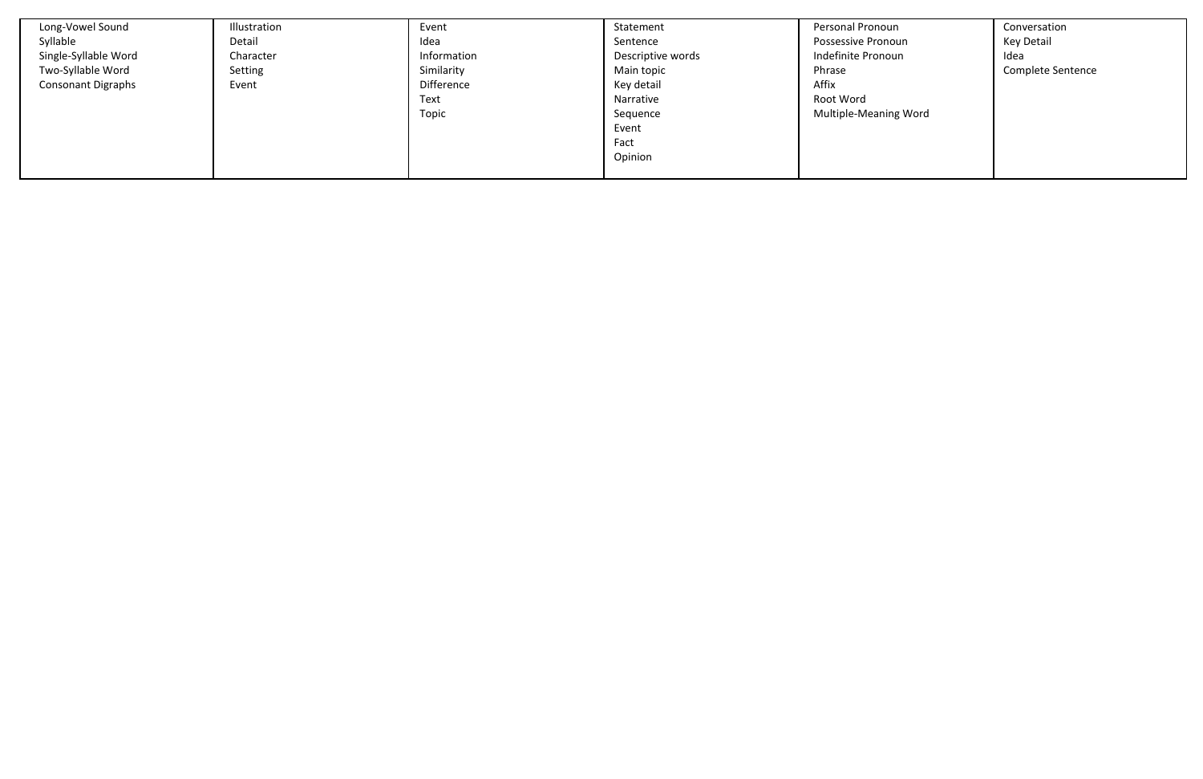| | | | | | |
|---|---|---|---|---|---|
| Long-Vowel Sound<br>Syllable<br>Single-Syllable Word<br>Two-Syllable Word<br>Consonant Digraphs | Illustration<br>Detail<br>Character<br>Setting<br>Event | Event<br>Idea<br>Information<br>Similarity<br>Difference<br>Text<br>Topic | Statement<br>Sentence<br>Descriptive words<br>Main topic<br>Key detail<br>Narrative<br>Sequence<br>Event<br>Fact<br>Opinion | Personal Pronoun<br>Possessive Pronoun<br>Indefinite Pronoun<br>Phrase<br>Affix<br>Root Word<br>Multiple-Meaning Word | Conversation<br>Key Detail<br>Idea<br>Complete Sentence |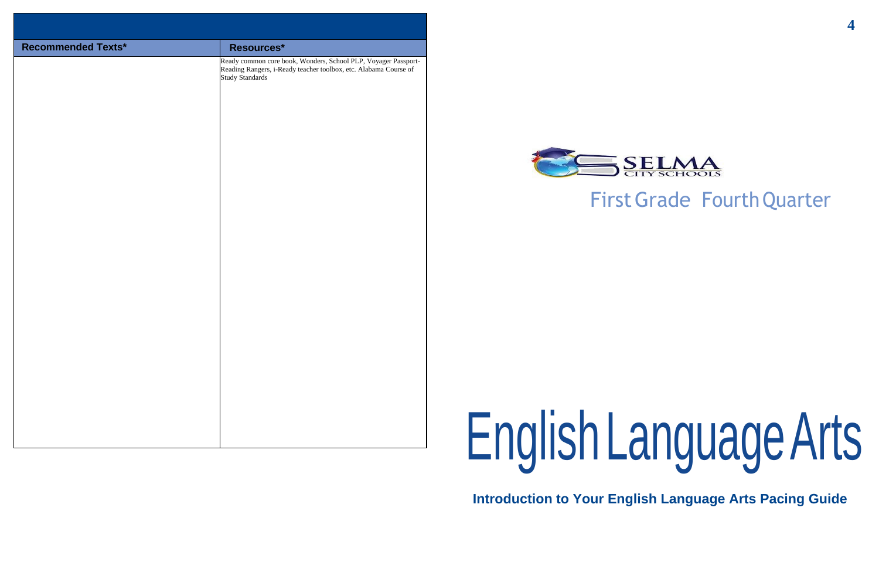| Recommended Texts* | Resources* |
| --- | --- |
| | Ready common core book, Wonders, School PLP, Voyager Passport-Reading Rangers, i-Ready teacher toolbox, etc. Alabama Course of Study Standards |

SELMA CITY SCHOOLS

First Grade Fourth Quarter

# English Language Arts

**Introduction to Your English Language Arts Pacing Guide**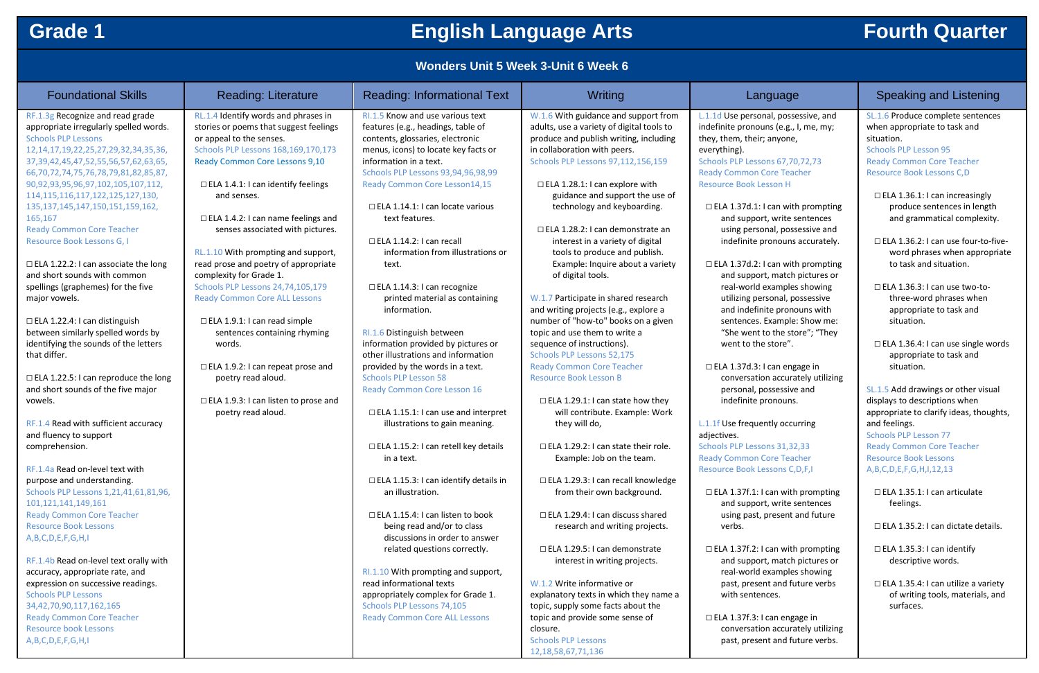# Grade 1 — English Language Arts — Fourth Quarter

## Wonders Unit 5 Week 3-Unit 6 Week 6

| Foundational Skills | Reading: Literature | Reading: Informational Text | Writing | Language | Speaking and Listening |
|---|---|---|---|---|---|
| RF.1.3g Recognize and read grade appropriate irregularly spelled words.<br>Schools PLP Lessons 12,14,17,19,22,25,27,29,32,34,35,36, 37,39,42,45,47,52,55,56,57,62,63,65, 66,70,72,74,75,76,78,79,81,82,85,87, 90,92,93,95,96,97,102,105,107,112, 114,115,116,117,122,125,127,130, 135,137,145,147,150,151,159,162, 165,167<br>Ready Common Core Teacher Resource Book Lessons G, I<br><br>☐ ELA 1.22.2: I can associate the long and short sounds with common spellings (graphemes) for the five major vowels.<br><br>☐ ELA 1.22.4: I can distinguish between similarly spelled words by identifying the sounds of the letters that differ.<br><br>☐ ELA 1.22.5: I can reproduce the long and short sounds of the five major vowels.<br><br>RF.1.4 Read with sufficient accuracy and fluency to support comprehension.<br><br>RF.1.4a Read on-level text with purpose and understanding.<br>Schools PLP Lessons 1,21,41,61,81,96, 101,121,141,149,161<br>Ready Common Core Teacher Resource Book Lessons A,B,C,D,E,F,G,H,I<br><br>RF.1.4b Read on-level text orally with accuracy, appropriate rate, and expression on successive readings.<br>Schools PLP Lessons 34,42,70,90,117,162,165<br>Ready Common Core Teacher Resource book Lessons A,B,C,D,E,F,G,H,I | RL.1.4 Identify words and phrases in stories or poems that suggest feelings or appeal to the senses.<br>Schools PLP Lessons 168,169,170,173<br>Ready Common Core Lessons 9,10<br><br>☐ ELA 1.4.1: I can identify feelings and senses.<br><br>☐ ELA 1.4.2: I can name feelings and senses associated with pictures.<br><br>RL.1.10 With prompting and support, read prose and poetry of appropriate complexity for Grade 1.<br>Schools PLP Lessons 24,74,105,179<br>Ready Common Core ALL Lessons<br><br>☐ ELA 1.9.1: I can read simple sentences containing rhyming words.<br><br>☐ ELA 1.9.2: I can repeat prose and poetry read aloud.<br><br>☐ ELA 1.9.3: I can listen to prose and poetry read aloud. | RI.1.5 Know and use various text features (e.g., headings, table of contents, glossaries, electronic menus, icons) to locate key facts or information in a text.<br>Schools PLP Lessons 93,94,96,98,99<br>Ready Common Core Lesson14,15<br><br>☐ ELA 1.14.1: I can locate various text features.<br><br>☐ ELA 1.14.2: I can recall information from illustrations or text.<br><br>☐ ELA 1.14.3: I can recognize printed material as containing information.<br><br>RI.1.6 Distinguish between information provided by pictures or other illustrations and information provided by the words in a text.<br>Schools PLP Lesson 58<br>Ready Common Core Lesson 16<br><br>☐ ELA 1.15.1: I can use and interpret illustrations to gain meaning.<br><br>☐ ELA 1.15.2: I can retell key details in a text.<br><br>☐ ELA 1.15.3: I can identify details in an illustration.<br><br>☐ ELA 1.15.4: I can listen to book being read and/or to class discussions in order to answer related questions correctly.<br><br>RI.1.10 With prompting and support, read informational texts appropriately complex for Grade 1.<br>Schools PLP Lessons 74,105<br>Ready Common Core ALL Lessons | W.1.6 With guidance and support from adults, use a variety of digital tools to produce and publish writing, including in collaboration with peers.<br>Schools PLP Lessons 97,112,156,159<br><br>☐ ELA 1.28.1: I can explore with guidance and support the use of technology and keyboarding.<br><br>☐ ELA 1.28.2: I can demonstrate an interest in a variety of digital tools to produce and publish. Example: Inquire about a variety of digital tools.<br><br>W.1.7 Participate in shared research and writing projects (e.g., explore a number of "how-to" books on a given topic and use them to write a sequence of instructions).<br>Schools PLP Lessons 52,175<br>Ready Common Core Teacher Resource Book Lesson B<br><br>☐ ELA 1.29.1: I can state how they will contribute. Example: Work they will do,<br><br>☐ ELA 1.29.2: I can state their role. Example: Job on the team.<br><br>☐ ELA 1.29.3: I can recall knowledge from their own background.<br><br>☐ ELA 1.29.4: I can discuss shared research and writing projects.<br><br>☐ ELA 1.29.5: I can demonstrate interest in writing projects.<br><br>W.1.2 Write informative or explanatory texts in which they name a topic, supply some facts about the topic and provide some sense of closure.<br>Schools PLP Lessons 12,18,58,67,71,136 | L.1.1d Use personal, possessive, and indefinite pronouns (e.g., I, me, my; they, them, their; anyone, everything).<br>Schools PLP Lessons 67,70,72,73<br>Ready Common Core Teacher Resource Book Lesson H<br><br>☐ ELA 1.37d.1: I can with prompting and support, write sentences using personal, possessive and indefinite pronouns accurately.<br><br>☐ ELA 1.37d.2: I can with prompting and support, match pictures or real-world examples showing utilizing personal, possessive and indefinite pronouns with sentences. Example: Show me: "She went to the store"; "They went to the store".<br><br>☐ ELA 1.37d.3: I can engage in conversation accurately utilizing personal, possessive and indefinite pronouns.<br><br>L.1.1f Use frequently occurring adjectives.<br>Schools PLP Lessons 31,32,33<br>Ready Common Core Teacher Resource Book Lessons C,D,F,I<br><br>☐ ELA 1.37f.1: I can with prompting and support, write sentences using past, present and future verbs.<br><br>☐ ELA 1.37f.2: I can with prompting and support, match pictures or real-world examples showing past, present and future verbs with sentences.<br><br>☐ ELA 1.37f.3: I can engage in conversation accurately utilizing past, present and future verbs. | SL.1.6 Produce complete sentences when appropriate to task and situation.<br>Schools PLP Lesson 95<br>Ready Common Core Teacher Resource Book Lessons C,D<br><br>☐ ELA 1.36.1: I can increasingly produce sentences in length and grammatical complexity.<br><br>☐ ELA 1.36.2: I can use four-to-five-word phrases when appropriate to task and situation.<br><br>☐ ELA 1.36.3: I can use two-to-three-word phrases when appropriate to task and situation.<br><br>☐ ELA 1.36.4: I can use single words appropriate to task and situation.<br><br>SL.1.5 Add drawings or other visual displays to descriptions when appropriate to clarify ideas, thoughts, and feelings.<br>Schools PLP Lesson 77<br>Ready Common Core Teacher Resource Book Lessons A,B,C,D,E,F,G,H,I,12,13<br><br>☐ ELA 1.35.1: I can articulate feelings.<br><br>☐ ELA 1.35.2: I can dictate details.<br><br>☐ ELA 1.35.3: I can identify descriptive words.<br><br>☐ ELA 1.35.4: I can utilize a variety of writing tools, materials, and surfaces. |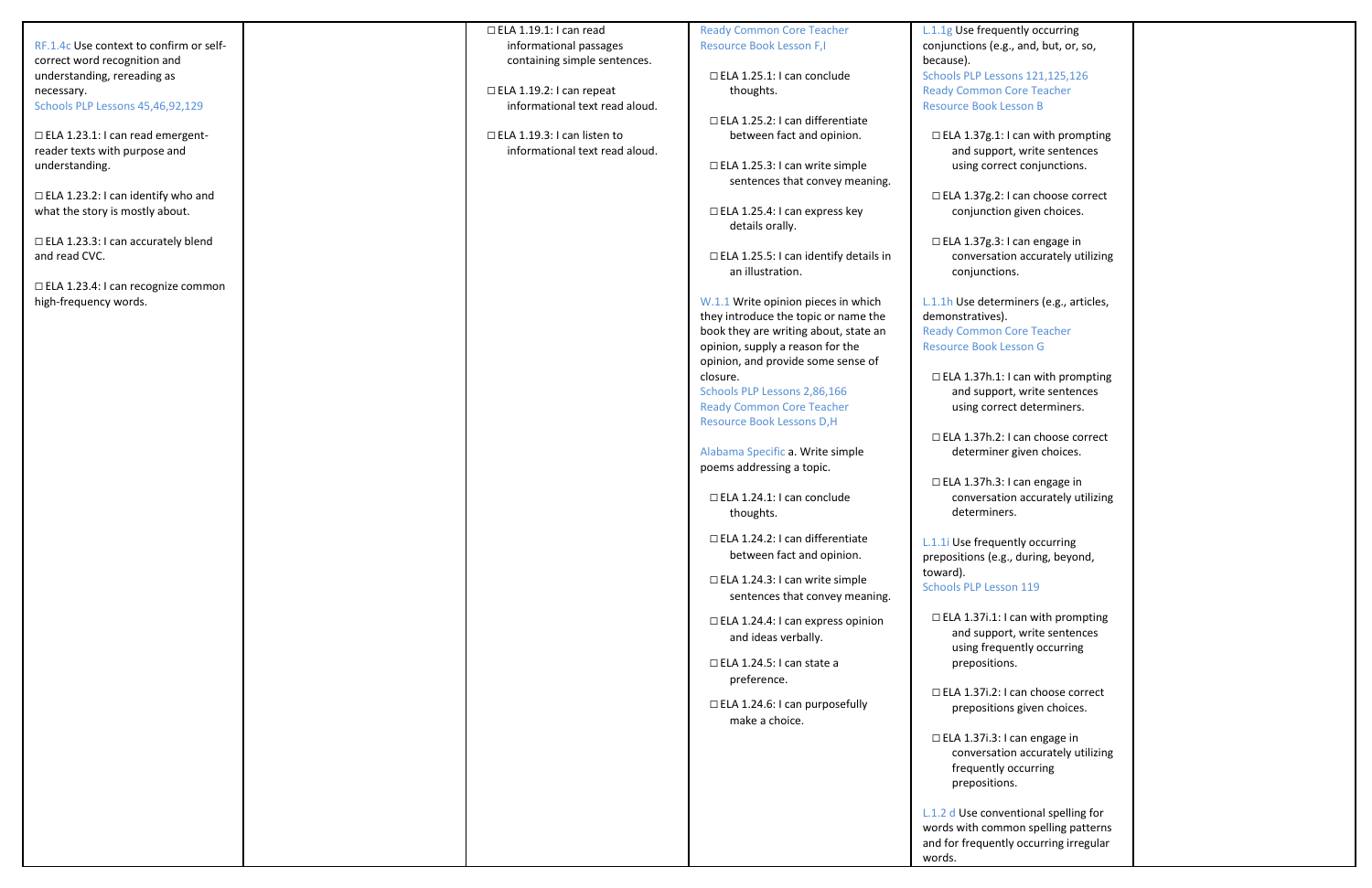| | | | | | |
|---|---|---|---|---|---|
| RF.1.4c Use context to confirm or self-correct word recognition and understanding, rereading as necessary.<br>Schools PLP Lessons 45,46,92,129<br><br>☐ ELA 1.23.1: I can read emergent-reader texts with purpose and understanding.<br><br>☐ ELA 1.23.2: I can identify who and what the story is mostly about.<br><br>☐ ELA 1.23.3: I can accurately blend and read CVC.<br><br>☐ ELA 1.23.4: I can recognize common high-frequency words. | | ☐ ELA 1.19.1: I can read informational passages containing simple sentences.<br><br>☐ ELA 1.19.2: I can repeat informational text read aloud.<br><br>☐ ELA 1.19.3: I can listen to informational text read aloud. | Ready Common Core Teacher Resource Book Lesson F,I<br><br>☐ ELA 1.25.1: I can conclude thoughts.<br><br>☐ ELA 1.25.2: I can differentiate between fact and opinion.<br><br>☐ ELA 1.25.3: I can write simple sentences that convey meaning.<br><br>☐ ELA 1.25.4: I can express key details orally.<br><br>☐ ELA 1.25.5: I can identify details in an illustration.<br><br>W.1.1 Write opinion pieces in which they introduce the topic or name the book they are writing about, state an opinion, supply a reason for the opinion, and provide some sense of closure.<br>Schools PLP Lessons 2,86,166<br>Ready Common Core Teacher Resource Book Lessons D,H<br><br>Alabama Specific a. Write simple poems addressing a topic.<br><br>☐ ELA 1.24.1: I can conclude thoughts.<br><br>☐ ELA 1.24.2: I can differentiate between fact and opinion.<br><br>☐ ELA 1.24.3: I can write simple sentences that convey meaning.<br><br>☐ ELA 1.24.4: I can express opinion and ideas verbally.<br><br>☐ ELA 1.24.5: I can state a preference.<br><br>☐ ELA 1.24.6: I can purposefully make a choice. | L.1.1g Use frequently occurring conjunctions (e.g., and, but, or, so, because).<br>Schools PLP Lessons 121,125,126<br>Ready Common Core Teacher Resource Book Lesson B<br><br>☐ ELA 1.37g.1: I can with prompting and support, write sentences using correct conjunctions.<br><br>☐ ELA 1.37g.2: I can choose correct conjunction given choices.<br><br>☐ ELA 1.37g.3: I can engage in conversation accurately utilizing conjunctions.<br><br>L.1.1h Use determiners (e.g., articles, demonstratives).<br>Ready Common Core Teacher Resource Book Lesson G<br><br>☐ ELA 1.37h.1: I can with prompting and support, write sentences using correct determiners.<br><br>☐ ELA 1.37h.2: I can choose correct determiner given choices.<br><br>☐ ELA 1.37h.3: I can engage in conversation accurately utilizing determiners.<br><br>L.1.1i Use frequently occurring prepositions (e.g., during, beyond, toward).<br>Schools PLP Lesson 119<br><br>☐ ELA 1.37i.1: I can with prompting and support, write sentences using frequently occurring prepositions.<br><br>☐ ELA 1.37i.2: I can choose correct prepositions given choices.<br><br>☐ ELA 1.37i.3: I can engage in conversation accurately utilizing frequently occurring prepositions.<br><br>L.1.2 d Use conventional spelling for words with common spelling patterns and for frequently occurring irregular words. | |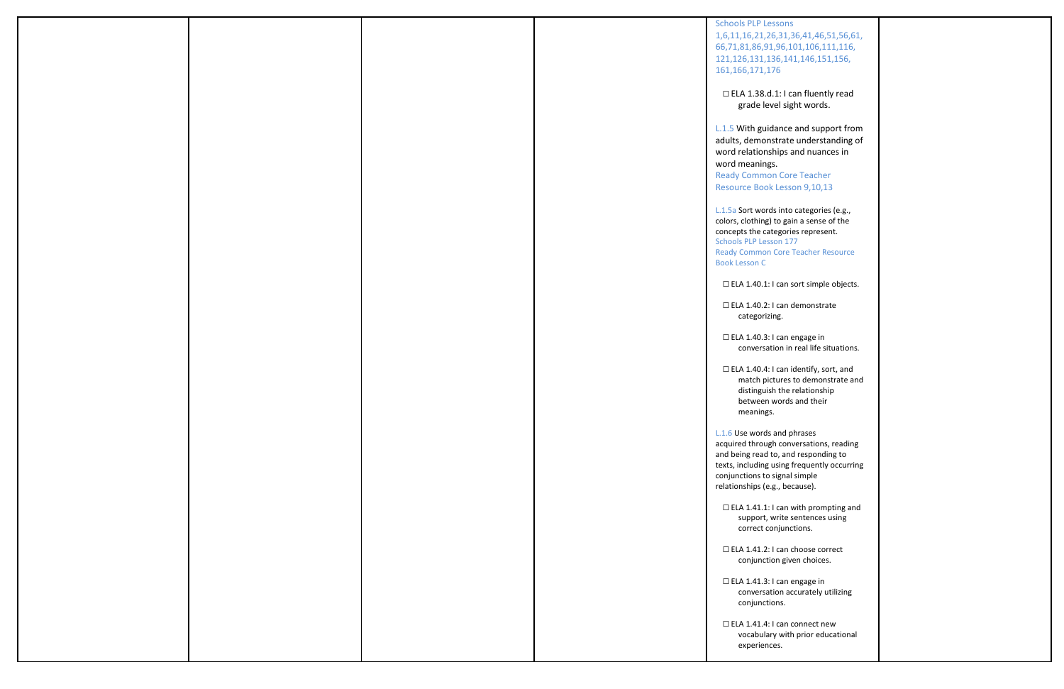| | | | | | |
|---|---|---|---|---|---|
| | | | | Schools PLP Lessons 1,6,11,16,21,26,31,36,41,46,51,56,61, 66,71,81,86,91,96,101,106,111,116, 121,126,131,136,141,146,151,156, 161,166,171,176<br><br>☐ ELA 1.38.d.1: I can fluently read grade level sight words.<br><br>L.1.5 With guidance and support from adults, demonstrate understanding of word relationships and nuances in word meanings.<br>Ready Common Core Teacher Resource Book Lesson 9,10,13<br><br>L.1.5a Sort words into categories (e.g., colors, clothing) to gain a sense of the concepts the categories represent.<br>Schools PLP Lesson 177<br>Ready Common Core Teacher Resource Book Lesson C<br><br>☐ ELA 1.40.1: I can sort simple objects.<br><br>☐ ELA 1.40.2: I can demonstrate categorizing.<br><br>☐ ELA 1.40.3: I can engage in conversation in real life situations.<br><br>☐ ELA 1.40.4: I can identify, sort, and match pictures to demonstrate and distinguish the relationship between words and their meanings.<br><br>L.1.6 Use words and phrases acquired through conversations, reading and being read to, and responding to texts, including using frequently occurring conjunctions to signal simple relationships (e.g., because).<br><br>☐ ELA 1.41.1: I can with prompting and support, write sentences using correct conjunctions.<br><br>☐ ELA 1.41.2: I can choose correct conjunction given choices.<br><br>☐ ELA 1.41.3: I can engage in conversation accurately utilizing conjunctions.<br><br>☐ ELA 1.41.4: I can connect new vocabulary with prior educational experiences. | |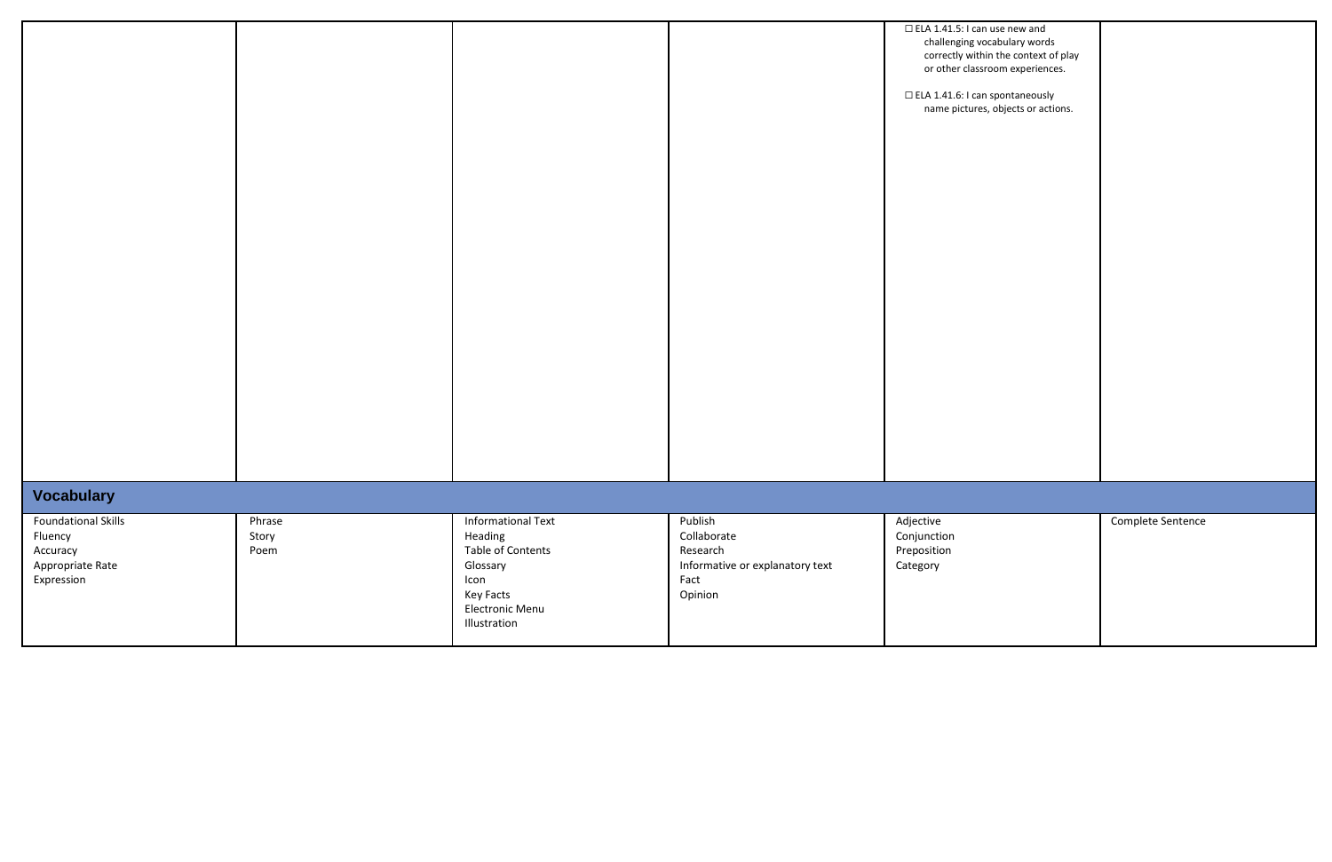| | | | | | |
|---|---|---|---|---|---|
| | | | | ☐ ELA 1.41.5: I can use new and challenging vocabulary words correctly within the context of play or other classroom experiences.<br><br>☐ ELA 1.41.6: I can spontaneously name pictures, objects or actions. | |

## Vocabulary

| | | | | | |
|---|---|---|---|---|---|
| Foundational Skills<br>Fluency<br>Accuracy<br>Appropriate Rate<br>Expression | Phrase<br>Story<br>Poem | Informational Text<br>Heading<br>Table of Contents<br>Glossary<br>Icon<br>Key Facts<br>Electronic Menu<br>Illustration | Publish<br>Collaborate<br>Research<br>Informative or explanatory text<br>Fact<br>Opinion | Adjective<br>Conjunction<br>Preposition<br>Category | Complete Sentence |